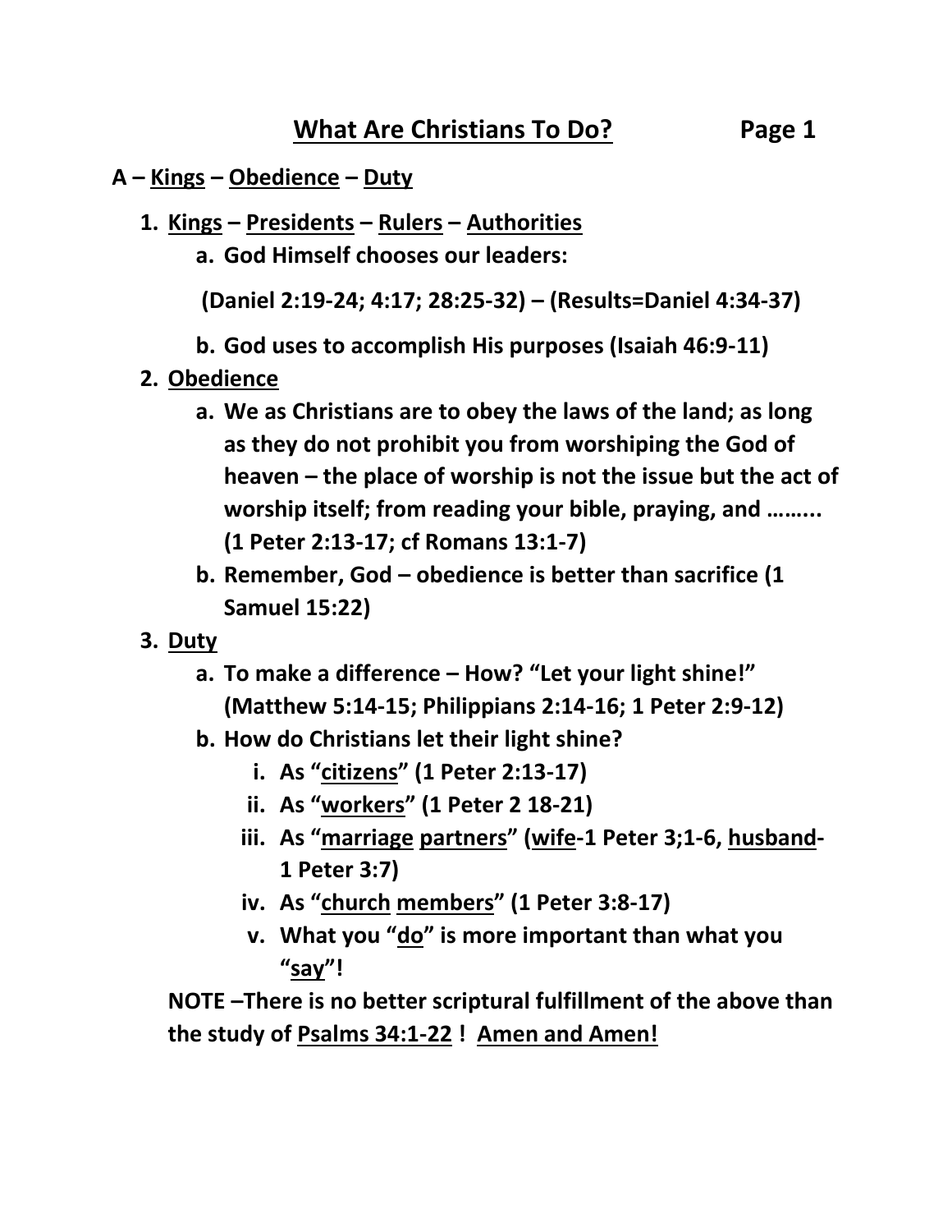# What Are Christians To Do?

## A – Kings – Obedience – Duty

1. **Kings – Presidents – Rulers – Authorities**
   a. **God Himself chooses our leaders:**

      **(Daniel 2:19-24; 4:17; 28:25-32) – (Results=Daniel 4:34-37)**

   b. **God uses to accomplish His purposes (Isaiah 46:9-11)**
2. **Obedience**
   a. **We as Christians are to obey the laws of the land; as long as they do not prohibit you from worshiping the God of heaven – the place of worship is not the issue but the act of worship itself; from reading your bible, praying, and …….. (1 Peter 2:13-17; cf Romans 13:1-7)**
   b. **Remember, God – obedience is better than sacrifice (1 Samuel 15:22)**
3. **Duty**
   a. **To make a difference – How? "Let your light shine!" (Matthew 5:14-15; Philippians 2:14-16; 1 Peter 2:9-12)**
   b. **How do Christians let their light shine?**
      i. **As "citizens" (1 Peter 2:13-17)**
      ii. **As "workers" (1 Peter 2 18-21)**
      iii. **As "marriage partners" (wife-1 Peter 3;1-6, husband-1 Peter 3:7)**
      iv. **As "church members" (1 Peter 3:8-17)**
      v. **What you "do" is more important than what you "say"!**

**NOTE –There is no better scriptural fulfillment of the above than the study of Psalms 34:1-22 ! Amen and Amen!**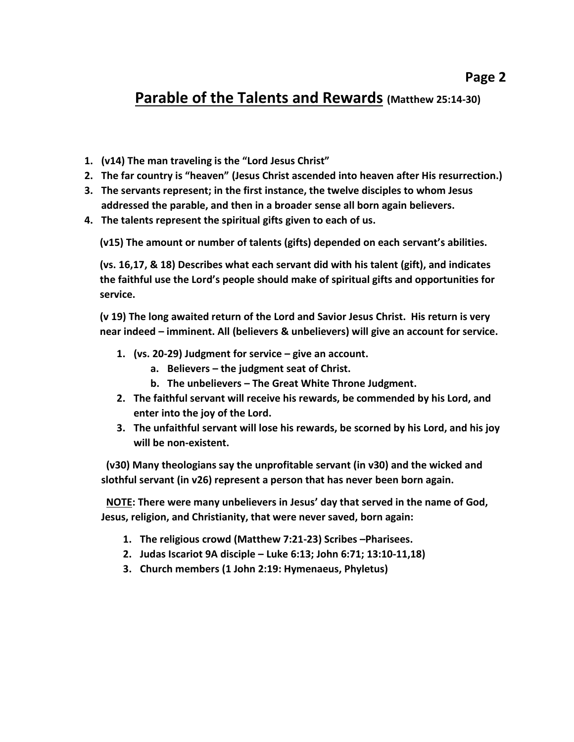# **Parable of the Talents and Rewards** (Matthew 25:14-30)

1. **(v14) The man traveling is the "Lord Jesus Christ"**
2. **The far country is "heaven" (Jesus Christ ascended into heaven after His resurrection.)**
3. **The servants represent; in the first instance, the twelve disciples to whom Jesus addressed the parable, and then in a broader sense all born again believers.**
4. **The talents represent the spiritual gifts given to each of us.**

**(v15) The amount or number of talents (gifts) depended on each servant's abilities.**

**(vs. 16,17, & 18) Describes what each servant did with his talent (gift), and indicates the faithful use the Lord's people should make of spiritual gifts and opportunities for service.**

**(v 19) The long awaited return of the Lord and Savior Jesus Christ. His return is very near indeed – imminent. All (believers & unbelievers) will give an account for service.**

1. **(vs. 20-29) Judgment for service – give an account.**
   a. **Believers – the judgment seat of Christ.**
   b. **The unbelievers – The Great White Throne Judgment.**
2. **The faithful servant will receive his rewards, be commended by his Lord, and enter into the joy of the Lord.**
3. **The unfaithful servant will lose his rewards, be scorned by his Lord, and his joy will be non-existent.**

**(v30) Many theologians say the unprofitable servant (in v30) and the wicked and slothful servant (in v26) represent a person that has never been born again.**

**<u>NOTE</u>: There were many unbelievers in Jesus' day that served in the name of God, Jesus, religion, and Christianity, that were never saved, born again:**

1. **The religious crowd (Matthew 7:21-23) Scribes –Pharisees.**
2. **Judas Iscariot 9A disciple – Luke 6:13; John 6:71; 13:10-11,18)**
3. **Church members (1 John 2:19: Hymenaeus, Phyletus)**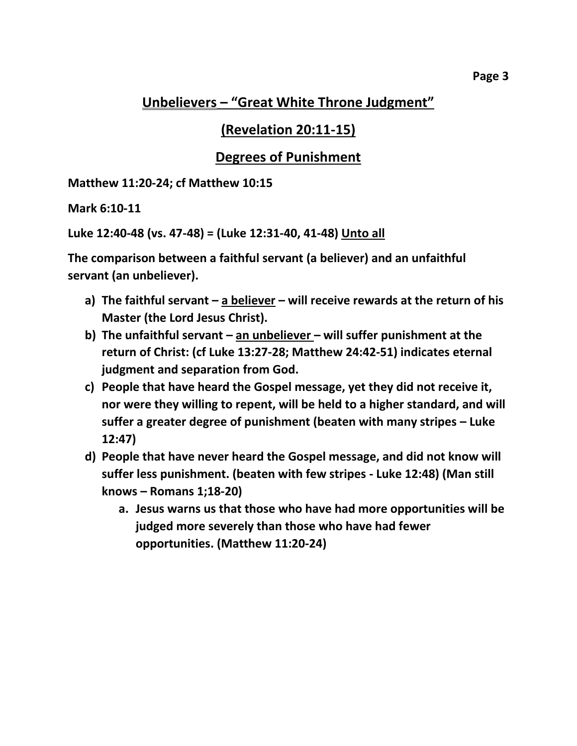## Unbelievers – "Great White Throne Judgment"

## (Revelation 20:11-15)

## Degrees of Punishment

**Matthew 11:20-24; cf Matthew 10:15**

**Mark 6:10-11**

**Luke 12:40-48 (vs. 47-48) = (Luke 12:31-40, 41-48) Unto all**

**The comparison between a faithful servant (a believer) and an unfaithful servant (an unbeliever).**

a) **The faithful servant – a believer – will receive rewards at the return of his Master (the Lord Jesus Christ).**
b) **The unfaithful servant – an unbeliever – will suffer punishment at the return of Christ: (cf Luke 13:27-28; Matthew 24:42-51) indicates eternal judgment and separation from God.**
c) **People that have heard the Gospel message, yet they did not receive it, nor were they willing to repent, will be held to a higher standard, and will suffer a greater degree of punishment (beaten with many stripes – Luke 12:47)**
d) **People that have never heard the Gospel message, and did not know will suffer less punishment. (beaten with few stripes - Luke 12:48) (Man still knows – Romans 1;18-20)**
    a. **Jesus warns us that those who have had more opportunities will be judged more severely than those who have had fewer opportunities. (Matthew 11:20-24)**